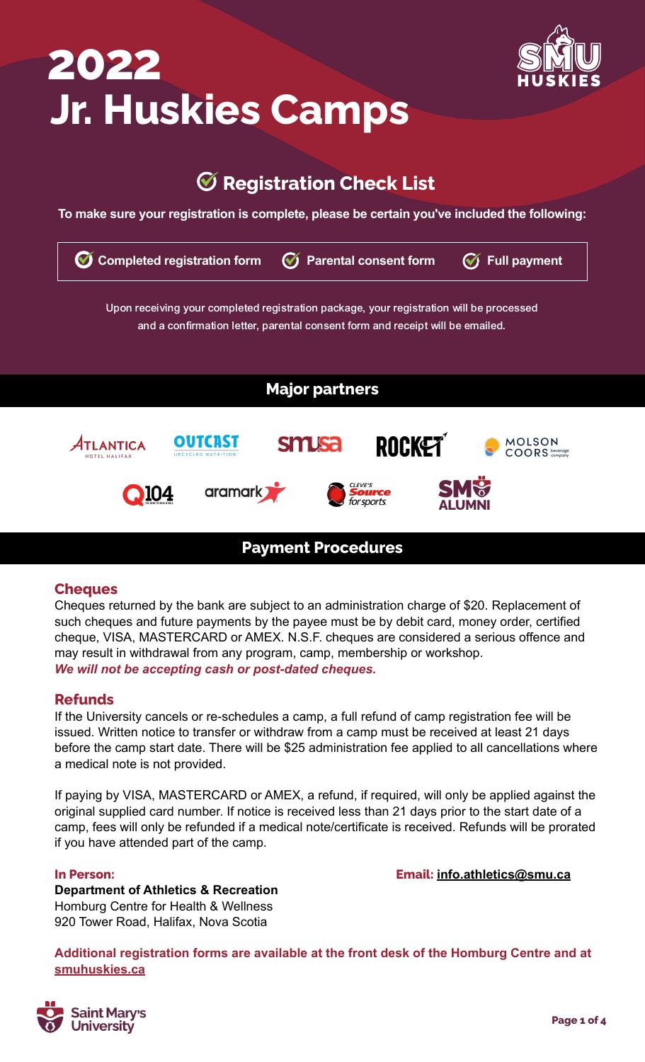# 2022 Jr. Huskies Camps

## Registration Check List

**To make sure your registration is complete, please be certain you've included the following:**

- **Completed registration form**
- **Parental consent form**
- **Full payment**

Upon receiving your completed registration package, your registration will be processed and a confirmation letter, parental consent form and receipt will be emailed.

## Major partners

## Payment Procedures

### Cheques

Cheques returned by the bank are subject to an administration charge of $20. Replacement of such cheques and future payments by the payee must be by debit card, money order, certified cheque, VISA, MASTERCARD or AMEX. N.S.F. cheques are considered a serious offence and may result in withdrawal from any program, camp, membership or workshop.

***We will not be accepting cash or post-dated cheques.***

### Refunds

If the University cancels or re-schedules a camp, a full refund of camp registration fee will be issued. Written notice to transfer or withdraw from a camp must be received at least 21 days before the camp start date. There will be $25 administration fee applied to all cancellations where a medical note is not provided.

If paying by VISA, MASTERCARD or AMEX, a refund, if required, will only be applied against the original supplied card number. If notice is received less than 21 days prior to the start date of a camp, fees will only be refunded if a medical note/certificate is received. Refunds will be prorated if you have attended part of the camp.

**In Person:**
**Department of Athletics & Recreation**
Homburg Centre for Health & Wellness
920 Tower Road, Halifax, Nova Scotia

**Email:** info.athletics@smu.ca

**Additional registration forms are available at the front desk of the Homburg Centre and at smuhuskies.ca**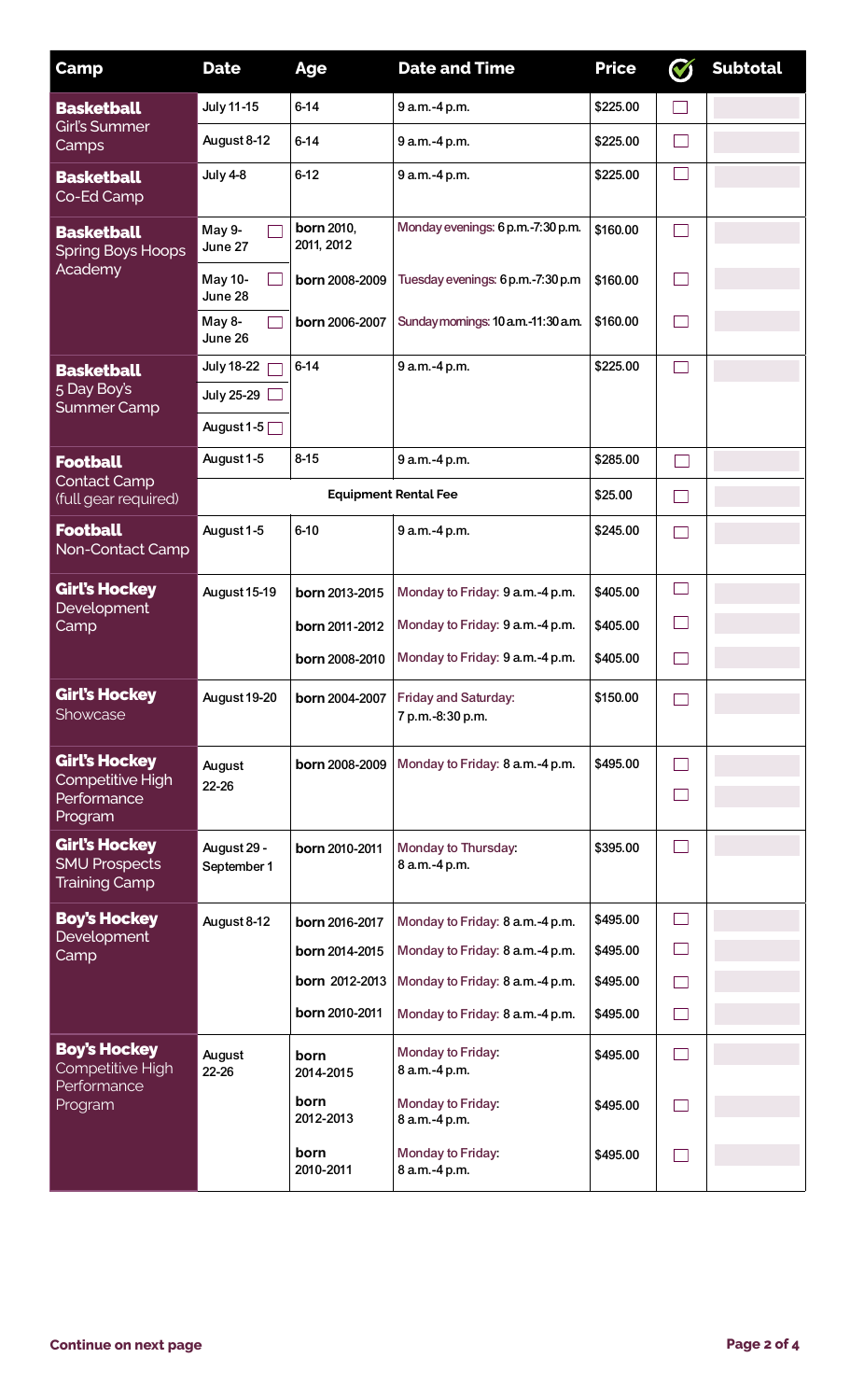| Camp | Date | Age | Date and Time | Price | ✓ | Subtotal |
|---|---|---|---|---|---|---|
| **Basketball** Girl's Summer Camps | July 11-15 | 6-14 | 9 a.m.-4 p.m. | $225.00 | ☐ | |
| | August 8-12 | 6-14 | 9 a.m.-4 p.m. | $225.00 | ☐ | |
| **Basketball** Co-Ed Camp | July 4-8 | 6-12 | 9 a.m.-4 p.m. | $225.00 | ☐ | |
| **Basketball** Spring Boys Hoops Academy | May 9-June 27 ☐ | born 2010, 2011, 2012 | Monday evenings: 6 p.m.-7:30 p.m. | $160.00 | ☐ | |
| | May 10-June 28 ☐ | born 2008-2009 | Tuesday evenings: 6 p.m.-7:30 p.m | $160.00 | ☐ | |
| | May 8-June 26 ☐ | born 2006-2007 | Sunday mornings: 10 a.m.-11:30 a.m. | $160.00 | ☐ | |
| **Basketball** 5 Day Boy's Summer Camp | July 18-22 ☐ | 6-14 | 9 a.m.-4 p.m. | $225.00 | ☐ | |
| | July 25-29 ☐ | | | | | |
| | August 1-5 ☐ | | | | | |
| **Football** Contact Camp (full gear required) | August 1-5 | 8-15 | 9 a.m.-4 p.m. | $285.00 | ☐ | |
| | Equipment Rental Fee | | | $25.00 | ☐ | |
| **Football** Non-Contact Camp | August 1-5 | 6-10 | 9 a.m.-4 p.m. | $245.00 | ☐ | |
| **Girl's Hockey** Development Camp | August 15-19 | born 2013-2015 | Monday to Friday: 9 a.m.-4 p.m. | $405.00 | ☐ | |
| | | born 2011-2012 | Monday to Friday: 9 a.m.-4 p.m. | $405.00 | ☐ | |
| | | born 2008-2010 | Monday to Friday: 9 a.m.-4 p.m. | $405.00 | ☐ | |
| **Girl's Hockey** Showcase | August 19-20 | born 2004-2007 | Friday and Saturday: 7 p.m.-8:30 p.m. | $150.00 | ☐ | |
| **Girl's Hockey** Competitive High Performance Program | August 22-26 | born 2008-2009 | Monday to Friday: 8 a.m.-4 p.m. | $495.00 | ☐ | |
| | | | | | ☐ | |
| **Girl's Hockey** SMU Prospects Training Camp | August 29 - September 1 | born 2010-2011 | Monday to Thursday: 8 a.m.-4 p.m. | $395.00 | ☐ | |
| **Boy's Hockey** Development Camp | August 8-12 | born 2016-2017 | Monday to Friday: 8 a.m.-4 p.m. | $495.00 | ☐ | |
| | | born 2014-2015 | Monday to Friday: 8 a.m.-4 p.m. | $495.00 | ☐ | |
| | | born 2012-2013 | Monday to Friday: 8 a.m.-4 p.m. | $495.00 | ☐ | |
| | | born 2010-2011 | Monday to Friday: 8 a.m.-4 p.m. | $495.00 | ☐ | |
| **Boy's Hockey** Competitive High Performance Program | August 22-26 | born 2014-2015 | Monday to Friday: 8 a.m.-4 p.m. | $495.00 | ☐ | |
| | | born 2012-2013 | Monday to Friday: 8 a.m.-4 p.m. | $495.00 | ☐ | |
| | | born 2010-2011 | Monday to Friday: 8 a.m.-4 p.m. | $495.00 | ☐ | |

**Continue on next page**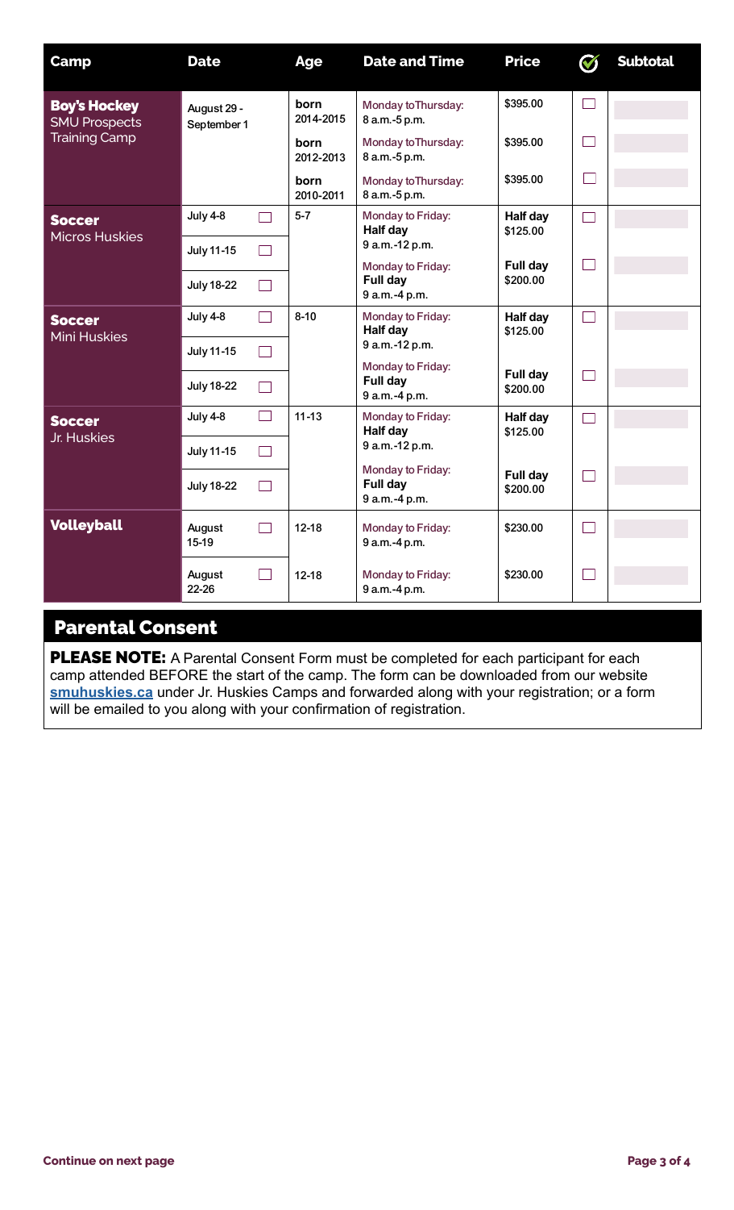| Camp | Date | Age | Date and Time | Price | ✓ | Subtotal |
|---|---|---|---|---|---|---|
| **Boy's Hockey** SMU Prospects Training Camp | August 29 - September 1 | born 2014-2015 | Monday to Thursday: 8 a.m.-5 p.m. | $395.00 | ☐ | |
| | | born 2012-2013 | Monday to Thursday: 8 a.m.-5 p.m. | $395.00 | ☐ | |
| | | born 2010-2011 | Monday to Thursday: 8 a.m.-5 p.m. | $395.00 | ☐ | |
| **Soccer** Micros Huskies | July 4-8 ☐ | 5-7 | Monday to Friday: **Half day** 9 a.m.-12 p.m. | **Half day** $125.00 | ☐ | |
| | July 11-15 ☐ | | | | | |
| | July 18-22 ☐ | | Monday to Friday: **Full day** 9 a.m.-4 p.m. | **Full day** $200.00 | ☐ | |
| **Soccer** Mini Huskies | July 4-8 ☐ | 8-10 | Monday to Friday: **Half day** 9 a.m.-12 p.m. | **Half day** $125.00 | ☐ | |
| | July 11-15 ☐ | | | | | |
| | July 18-22 ☐ | | Monday to Friday: **Full day** 9 a.m.-4 p.m. | **Full day** $200.00 | ☐ | |
| **Soccer** Jr. Huskies | July 4-8 ☐ | 11-13 | Monday to Friday: **Half day** 9 a.m.-12 p.m. | **Half day** $125.00 | ☐ | |
| | July 11-15 ☐ | | | | | |
| | July 18-22 ☐ | | Monday to Friday: **Full day** 9 a.m.-4 p.m. | **Full day** $200.00 | ☐ | |
| **Volleyball** | August 15-19 ☐ | 12-18 | Monday to Friday: 9 a.m.-4 p.m. | $230.00 | ☐ | |
| | August 22-26 ☐ | 12-18 | Monday to Friday: 9 a.m.-4 p.m. | $230.00 | ☐ | |

## Parental Consent

**PLEASE NOTE:** A Parental Consent Form must be completed for each participant for each camp attended BEFORE the start of the camp. The form can be downloaded from our website **smuhuskies.ca** under Jr. Huskies Camps and forwarded along with your registration; or a form will be emailed to you along with your confirmation of registration.

**Continue on next page**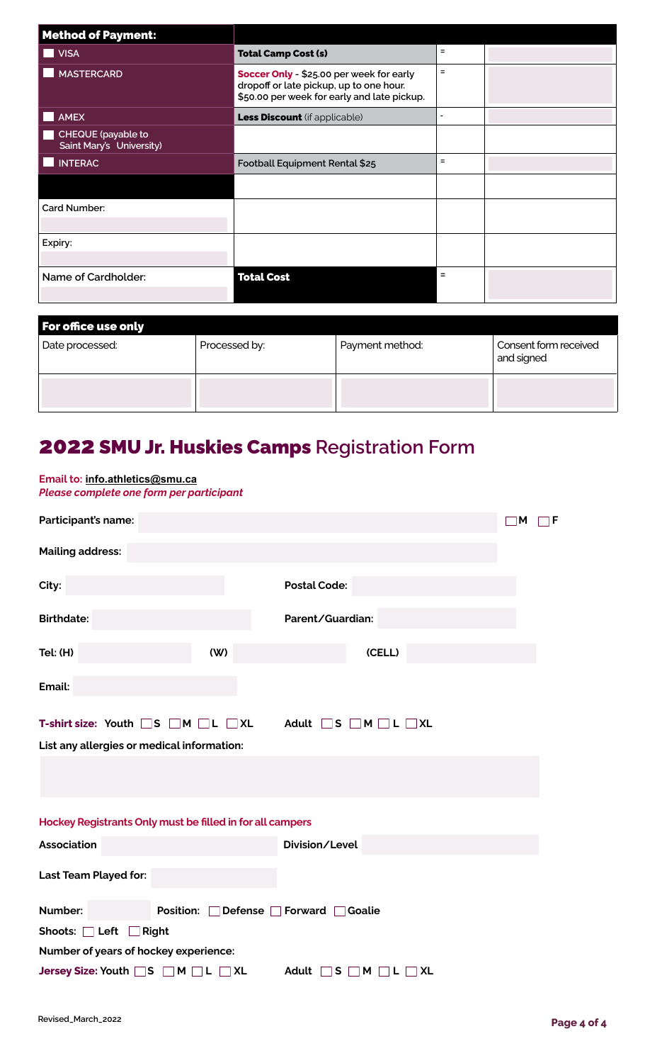| Method of Payment: | | | |
|---|---|---|---|
| ☐ VISA | **Total Camp Cost (s)** | = | |
| ☐ MASTERCARD | **Soccer Only** - $25.00 per week for early dropoff or late pickup, up to one hour. $50.00 per week for early and late pickup. | = | |
| ☐ AMEX | **Less Discount** (if applicable) | - | |
| ☐ CHEQUE (payable to Saint Mary's University) | | | |
| ☐ INTERAC | Football Equipment Rental $25 | = | |
| | | | |
| Card Number: | | | |
| Expiry: | | | |
| Name of Cardholder: | **Total Cost** | = | |

| For office use only | | | |
|---|---|---|---|
| Date processed: | Processed by: | Payment method: | Consent form received and signed |
| | | | |

# 2022 SMU Jr. Huskies Camps Registration Form

**Email to: info.athletics@smu.ca**
***Please complete one form per participant***

**Participant's name:** ☐ **M** ☐ **F**

**Mailing address:**

**City:** **Postal Code:**

**Birthdate:** **Parent/Guardian:**

**Tel: (H)** **(W)** **(CELL)**

**Email:**

**T-shirt size: Youth** ☐ **S** ☐ **M** ☐ **L** ☐ **XL** **Adult** ☐ **S** ☐ **M** ☐ **L** ☐ **XL**

**List any allergies or medical information:**

**Hockey Registrants Only must be filled in for all campers**

**Association** **Division/Level**

**Last Team Played for:**

**Number:** **Position:** ☐ **Defense** ☐ **Forward** ☐ **Goalie**

**Shoots:** ☐ **Left** ☐ **Right**

**Number of years of hockey experience:**

**Jersey Size: Youth** ☐ **S** ☐ **M** ☐ **L** ☐ **XL** **Adult** ☐ **S** ☐ **M** ☐ **L** ☐ **XL**

Revised_March_2022